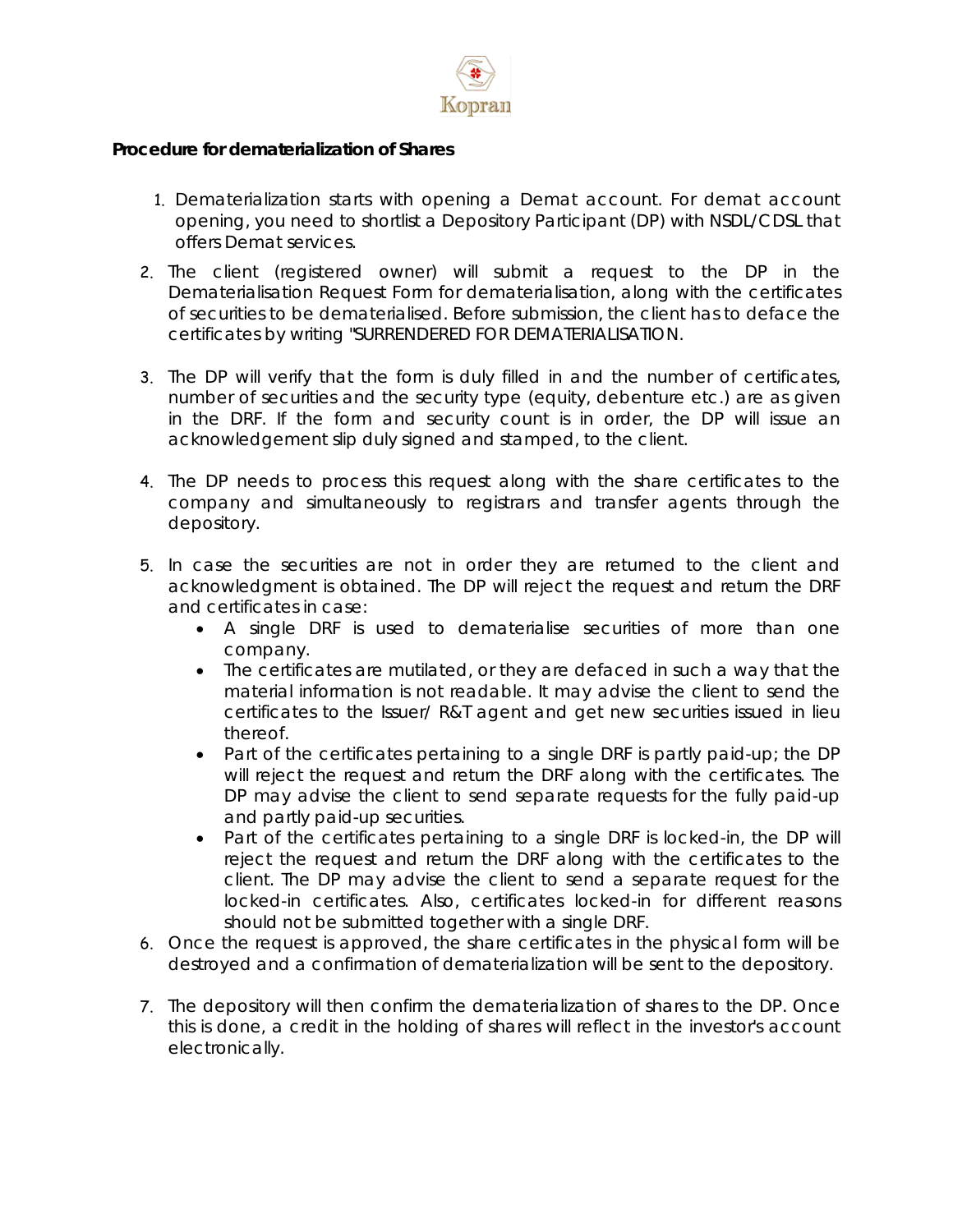**Procedure for dematerialization of Shares**

1. Dematerialization starts with opening a Demat account. For demat account opening, you need to shortlist a Depository Participant (DP) with NSDL/CDSL that offers Demat services.
2. The client (registered owner) will submit a request to the DP in the Dematerialisation Request Form for dematerialisation, along with the certificates of securities to be dematerialised. Before submission, the client has to deface the certificates by writing "SURRENDERED FOR DEMATERIALISATION.
3. The DP will verify that the form is duly filled in and the number of certificates, number of securities and the security type (equity, debenture etc.) are as given in the DRF. If the form and security count is in order, the DP will issue an acknowledgement slip duly signed and stamped, to the client.
4. The DP needs to process this request along with the share certificates to the company and simultaneously to registrars and transfer agents through the depository.
5. In case the securities are not in order they are returned to the client and acknowledgment is obtained. The DP will reject the request and return the DRF and certificates in case:
   - A single DRF is used to dematerialise securities of more than one company.
   - The certificates are mutilated, or they are defaced in such a way that the material information is not readable. It may advise the client to send the certificates to the Issuer/ R&T agent and get new securities issued in lieu thereof.
   - Part of the certificates pertaining to a single DRF is partly paid-up; the DP will reject the request and return the DRF along with the certificates. The DP may advise the client to send separate requests for the fully paid-up and partly paid-up securities.
   - Part of the certificates pertaining to a single DRF is locked-in, the DP will reject the request and return the DRF along with the certificates to the client. The DP may advise the client to send a separate request for the locked-in certificates. Also, certificates locked-in for different reasons should not be submitted together with a single DRF.
6. Once the request is approved, the share certificates in the physical form will be destroyed and a confirmation of dematerialization will be sent to the depository.
7. The depository will then confirm the dematerialization of shares to the DP. Once this is done, a credit in the holding of shares will reflect in the investor's account electronically.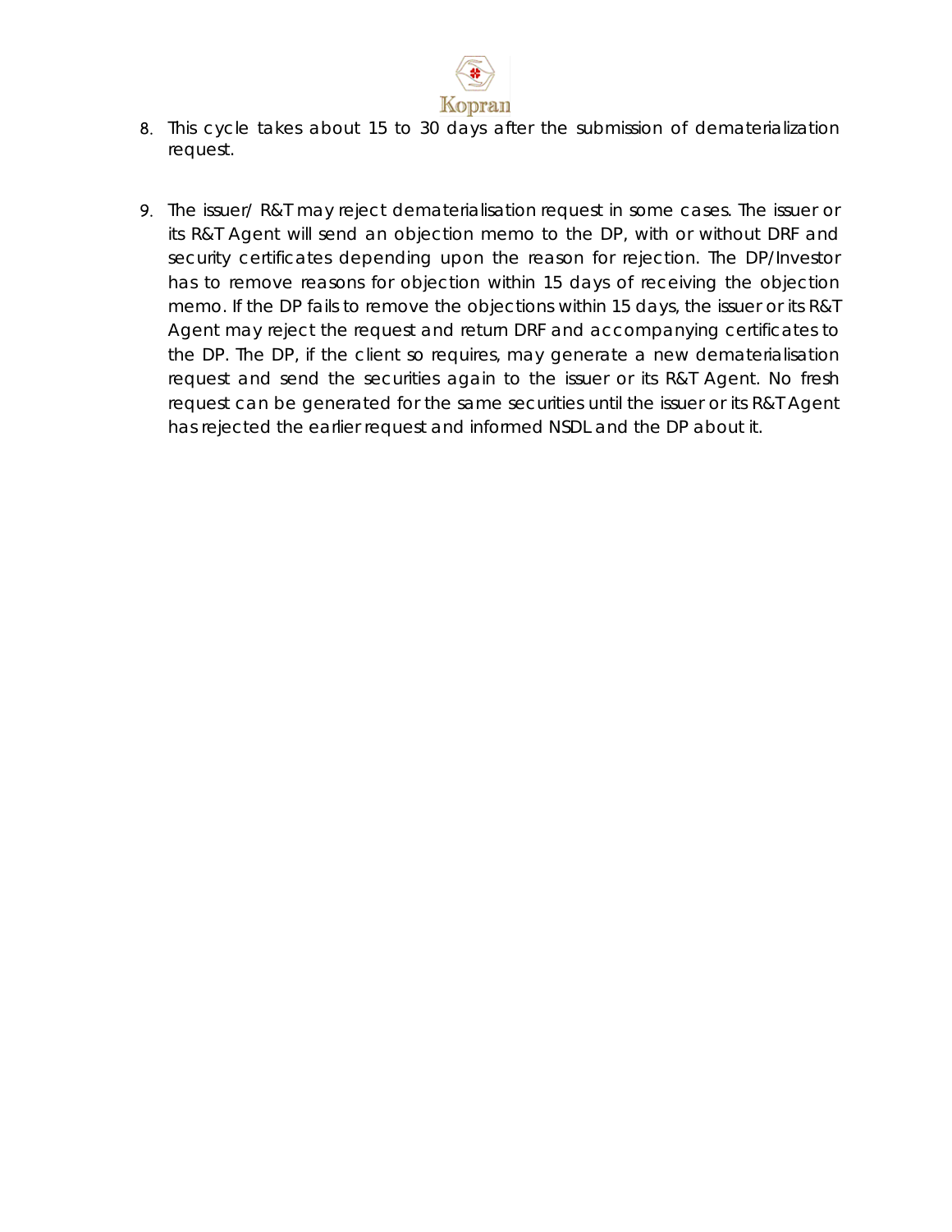8. This cycle takes about 15 to 30 days after the submission of dematerialization request.

9. The issuer/ R&T may reject dematerialisation request in some cases. The issuer or its R&T Agent will send an objection memo to the DP, with or without DRF and security certificates depending upon the reason for rejection. The DP/Investor has to remove reasons for objection within 15 days of receiving the objection memo. If the DP fails to remove the objections within 15 days, the issuer or its R&T Agent may reject the request and return DRF and accompanying certificates to the DP. The DP, if the client so requires, may generate a new dematerialisation request and send the securities again to the issuer or its R&T Agent. No fresh request can be generated for the same securities until the issuer or its R&T Agent has rejected the earlier request and informed NSDL and the DP about it.